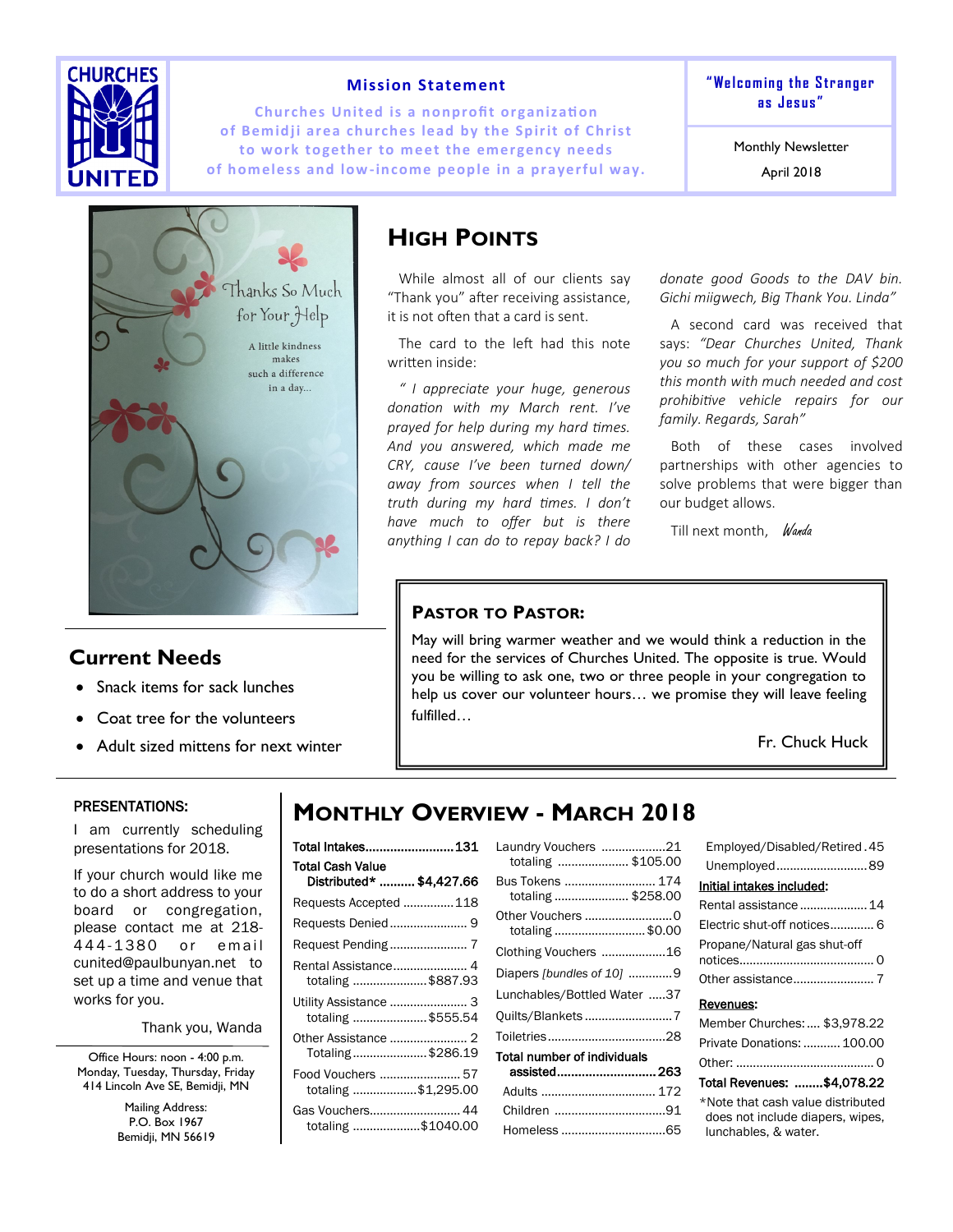CHURCHES UNITED

## Mission Statement

Churches United is a nonprofit organization of Bemidji area churches lead by the Spirit of Christ to work together to meet the emergency needs of homeless and low-income people in a prayerful way.

"Welcoming the Stranger as Jesus"

Monthly Newsletter

April 2018

## High Points

While almost all of our clients say "Thank you" after receiving assistance, it is not often that a card is sent.

The card to the left had this note written inside:

*" I appreciate your huge, generous donation with my March rent. I've prayed for help during my hard times. And you answered, which made me CRY, cause I've been turned down/away from sources when I tell the truth during my hard times. I don't have much to offer but is there anything I can do to repay back? I do donate good Goods to the DAV bin. Gichi miigwech, Big Thank You. Linda"*

A second card was received that says: *"Dear Churches United, Thank you so much for your support of $200 this month with much needed and cost prohibitive vehicle repairs for our family. Regards, Sarah"*

Both of these cases involved partnerships with other agencies to solve problems that were bigger than our budget allows.

Till next month, *Wanda*

## Current Needs

- Snack items for sack lunches
- Coat tree for the volunteers
- Adult sized mittens for next winter

## Pastor to Pastor:

May will bring warmer weather and we would think a reduction in the need for the services of Churches United. The opposite is true. Would you be willing to ask one, two or three people in your congregation to help us cover our volunteer hours… we promise they will leave feeling fulfilled…

Fr. Chuck Huck

## PRESENTATIONS:

I am currently scheduling presentations for 2018.

If your church would like me to do a short address to your board or congregation, please contact me at 218-444-1380 or email cunited@paulbunyan.net to set up a time and venue that works for you.

Thank you, Wanda

Office Hours: noon - 4:00 p.m.
Monday, Tuesday, Thursday, Friday
414 Lincoln Ave SE, Bemidji, MN

Mailing Address:
P.O. Box 1967
Bemidji, MN 56619

## Monthly Overview - March 2018

**Total Intakes** ........................ **131**

**Total Cash Value Distributed*** .......... **$4,427.66**

Requests Accepted ............... 118

Requests Denied ....................... 9

Request Pending ....................... 7

Rental Assistance ..................... 4
totaling ...................... $887.93

Utility Assistance ...................... 3
totaling ...................... $555.54

Other Assistance ...................... 2
Totaling ...................... $286.19

Food Vouchers ........................ 57
totaling ................... $1,295.00

Gas Vouchers.......................... 44
totaling .................... $1040.00

Laundry Vouchers ................... 21
totaling ..................... $105.00

Bus Tokens .......................... 174
totaling ..................... $258.00

Other Vouchers .......................... 0
totaling ........................... $0.00

Clothing Vouchers ................... 16

Diapers *[bundles of 10]* ............ 9

Lunchables/Bottled Water ..... 37

Quilts/Blankets .......................... 7

Toiletries ................................... 28

**Total number of individuals assisted**............................ **263**

Adults ................................. 172

Children ................................ 91

Homeless .............................. 65

Employed/Disabled/Retired . 45

Unemployed .......................... 89

**Initial intakes included:**

Rental assistance .................... 14

Electric shut-off notices............. 6

Propane/Natural gas shut-off notices........................................ 0

Other assistance........................ 7

**Revenues:**

Member Churches: .... $3,978.22

Private Donations: ........... 100.00

Other: ......................................... 0

**Total Revenues: ........$4,078.22**

*Note that cash value distributed does not include diapers, wipes, lunchables, & water.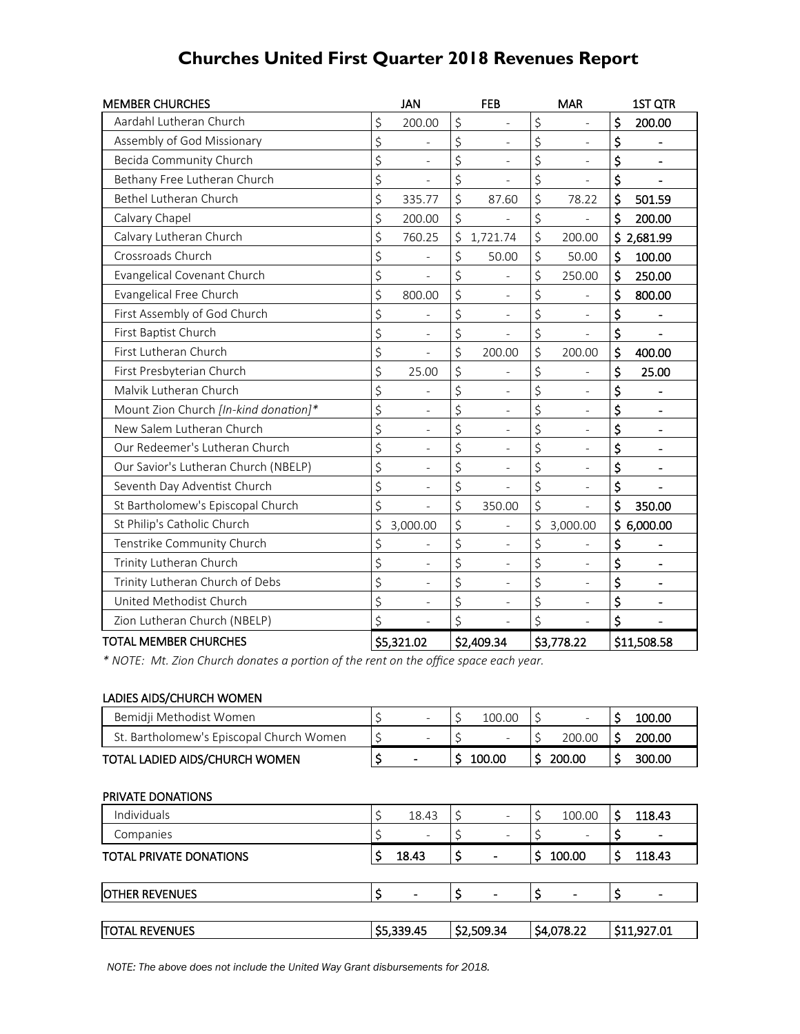# Churches United First Quarter 2018 Revenues Report

| MEMBER CHURCHES | JAN | FEB | MAR | 1ST QTR |
|---|---|---|---|---|
| Aardahl Lutheran Church | $ 200.00 | $ - | $ - | **$ 200.00** |
| Assembly of God Missionary | $ - | $ - | $ - | **$ -** |
| Becida Community Church | $ - | $ - | $ - | **$ -** |
| Bethany Free Lutheran Church | $ - | $ - | $ - | **$ -** |
| Bethel Lutheran Church | $ 335.77 | $ 87.60 | $ 78.22 | **$ 501.59** |
| Calvary Chapel | $ 200.00 | $ - | $ - | **$ 200.00** |
| Calvary Lutheran Church | $ 760.25 | $ 1,721.74 | $ 200.00 | **$ 2,681.99** |
| Crossroads Church | $ - | $ 50.00 | $ 50.00 | **$ 100.00** |
| Evangelical Covenant Church | $ - | $ - | $ 250.00 | **$ 250.00** |
| Evangelical Free Church | $ 800.00 | $ - | $ - | **$ 800.00** |
| First Assembly of God Church | $ - | $ - | $ - | **$ -** |
| First Baptist Church | $ - | $ - | $ - | **$ -** |
| First Lutheran Church | $ - | $ 200.00 | $ 200.00 | **$ 400.00** |
| First Presbyterian Church | $ 25.00 | $ - | $ - | **$ 25.00** |
| Malvik Lutheran Church | $ - | $ - | $ - | **$ -** |
| Mount Zion Church *[In-kind donation]** | $ - | $ - | $ - | **$ -** |
| New Salem Lutheran Church | $ - | $ - | $ - | **$ -** |
| Our Redeemer's Lutheran Church | $ - | $ - | $ - | **$ -** |
| Our Savior's Lutheran Church (NBELP) | $ - | $ - | $ - | **$ -** |
| Seventh Day Adventist Church | $ - | $ - | $ - | **$ -** |
| St Bartholomew's Episcopal Church | $ - | $ 350.00 | $ - | **$ 350.00** |
| St Philip's Catholic Church | $ 3,000.00 | $ - | $ 3,000.00 | **$ 6,000.00** |
| Tenstrike Community Church | $ - | $ - | $ - | **$ -** |
| Trinity Lutheran Church | $ - | $ - | $ - | **$ -** |
| Trinity Lutheran Church of Debs | $ - | $ - | $ - | **$ -** |
| United Methodist Church | $ - | $ - | $ - | **$ -** |
| Zion Lutheran Church (NBELP) | $ - | $ - | $ - | **$ -** |
| TOTAL MEMBER CHURCHES | $5,321.02 | $2,409.34 | $3,778.22 | $11,508.58 |

*\* NOTE: Mt. Zion Church donates a portion of the rent on the office space each year.*

| LADIES AIDS/CHURCH WOMEN | | | | |
|---|---|---|---|---|
| Bemidji Methodist Women | $ - | $ 100.00 | $ - | **$ 100.00** |
| St. Bartholomew's Episcopal Church Women | $ - | $ - | $ 200.00 | **$ 200.00** |
| TOTAL LADIED AIDS/CHURCH WOMEN | **$ -** | **$ 100.00** | **$ 200.00** | **$ 300.00** |

| PRIVATE DONATIONS | | | | |
|---|---|---|---|---|
| Individuals | $ 18.43 | $ - | $ 100.00 | **$ 118.43** |
| Companies | $ - | $ - | $ - | **$ -** |
| TOTAL PRIVATE DONATIONS | **$ 18.43** | **$ -** | **$ 100.00** | **$ 118.43** |

| | | | | |
|---|---|---|---|---|
| OTHER REVENUES | **$ -** | **$ -** | **$ -** | **$ -** |
| TOTAL REVENUES | $5,339.45 | $2,509.34 | $4,078.22 | $11,927.01 |

*NOTE: The above does not include the United Way Grant disbursements for 2018.*